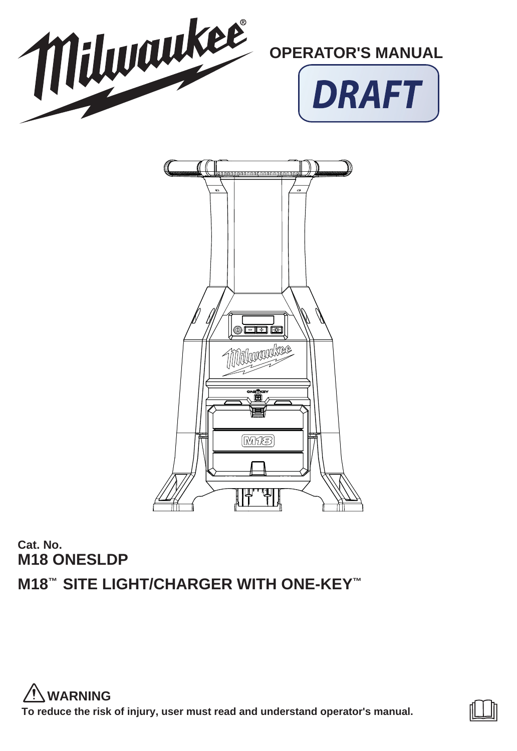OPERATOR'S MANUAL

DRAFT

Cat. No.
**M18 ONESLDP**

# M18™ SITE LIGHT/CHARGER WITH ONE-KEY™

**⚠ WARNING**

**To reduce the risk of injury, user must read and understand operator's manual.**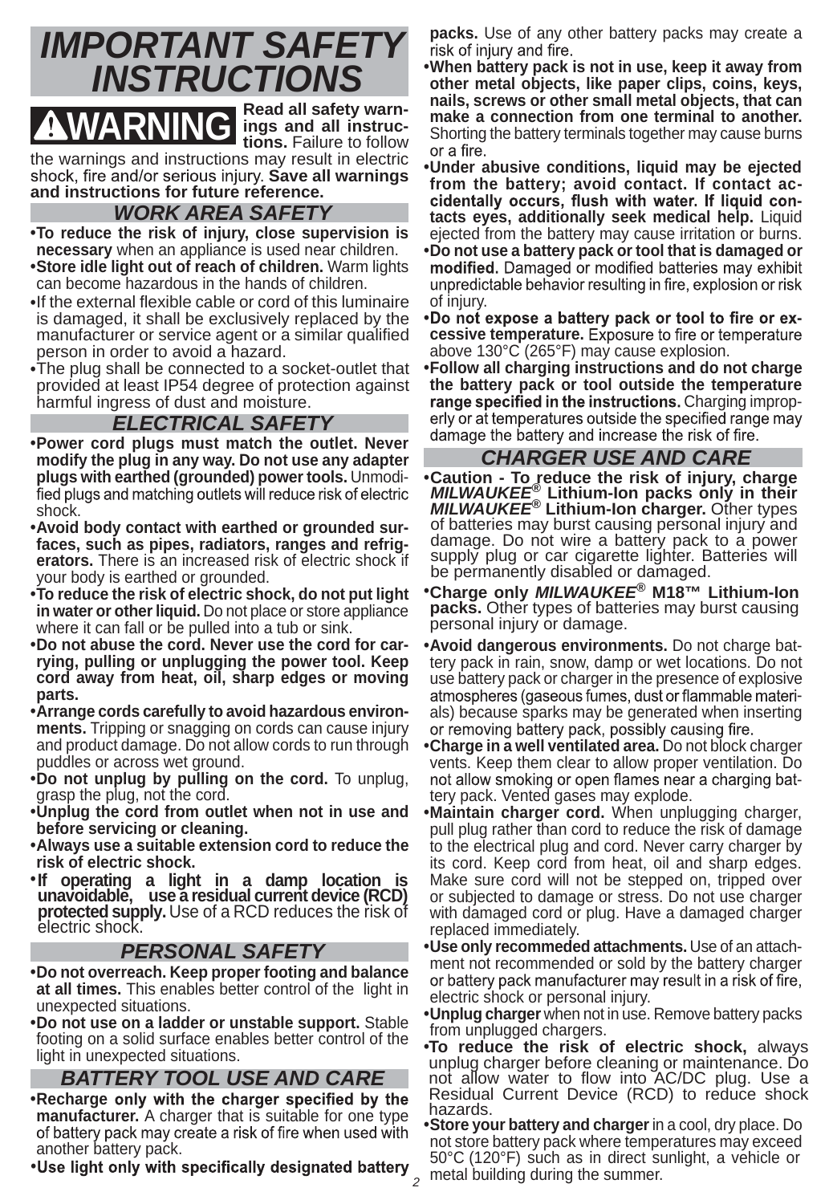# IMPORTANT SAFETY INSTRUCTIONS

**⚠WARNING** **Read all safety warnings and all instructions.** Failure to follow the warnings and instructions may result in electric shock, fire and/or serious injury. **Save all warnings and instructions for future reference.**

## WORK AREA SAFETY

- **To reduce the risk of injury, close supervision is necessary** when an appliance is used near children.
- **Store idle light out of reach of children.** Warm lights can become hazardous in the hands of children.
- If the external flexible cable or cord of this luminaire is damaged, it shall be exclusively replaced by the manufacturer or service agent or a similar qualified person in order to avoid a hazard.
- The plug shall be connected to a socket-outlet that provided at least IP54 degree of protection against harmful ingress of dust and moisture.

## ELECTRICAL SAFETY

- **Power cord plugs must match the outlet. Never modify the plug in any way. Do not use any adapter plugs with earthed (grounded) power tools.** Unmodified plugs and matching outlets will reduce risk of electric shock.
- **Avoid body contact with earthed or grounded surfaces, such as pipes, radiators, ranges and refrigerators.** There is an increased risk of electric shock if your body is earthed or grounded.
- **To reduce the risk of electric shock, do not put light in water or other liquid.** Do not place or store appliance where it can fall or be pulled into a tub or sink.
- **Do not abuse the cord. Never use the cord for carrying, pulling or unplugging the power tool. Keep cord away from heat, oil, sharp edges or moving parts.**
- **Arrange cords carefully to avoid hazardous environments.** Tripping or snagging on cords can cause injury and product damage. Do not allow cords to run through puddles or across wet ground.
- **Do not unplug by pulling on the cord.** To unplug, grasp the plug, not the cord.
- **Unplug the cord from outlet when not in use and before servicing or cleaning.**
- **Always use a suitable extension cord to reduce the risk of electric shock.**
- **If operating a light in a damp location is unavoidable, use a residual current device (RCD) protected supply.** Use of a RCD reduces the risk of electric shock.

## PERSONAL SAFETY

- **Do not overreach. Keep proper footing and balance at all times.** This enables better control of the light in unexpected situations.
- **Do not use on a ladder or unstable support.** Stable footing on a solid surface enables better control of the light in unexpected situations.

## BATTERY TOOL USE AND CARE

- **Recharge only with the charger specified by the manufacturer.** A charger that is suitable for one type of battery pack may create a risk of fire when used with another battery pack.
- **Use light only with specifically designated battery packs.** Use of any other battery packs may create a risk of injury and fire.
- **When battery pack is not in use, keep it away from other metal objects, like paper clips, coins, keys, nails, screws or other small metal objects, that can make a connection from one terminal to another.** Shorting the battery terminals together may cause burns or a fire.
- **Under abusive conditions, liquid may be ejected from the battery; avoid contact. If contact accidentally occurs, flush with water. If liquid contacts eyes, additionally seek medical help.** Liquid ejected from the battery may cause irritation or burns.
- **Do not use a battery pack or tool that is damaged or modified.** Damaged or modified batteries may exhibit unpredictable behavior resulting in fire, explosion or risk of injury.
- **Do not expose a battery pack or tool to fire or excessive temperature.** Exposure to fire or temperature above 130°C (265°F) may cause explosion.
- **Follow all charging instructions and do not charge the battery pack or tool outside the temperature range specified in the instructions.** Charging improperly or at temperatures outside the specified range may damage the battery and increase the risk of fire.

## CHARGER USE AND CARE

- **Caution - To reduce the risk of injury, charge *MILWAUKEE®* Lithium-Ion packs only in their *MILWAUKEE®* Lithium-Ion charger.** Other types of batteries may burst causing personal injury and damage. Do not wire a battery pack to a power supply plug or car cigarette lighter. Batteries will be permanently disabled or damaged.
- **Charge only *MILWAUKEE®* M18™ Lithium-Ion packs.** Other types of batteries may burst causing personal injury or damage.
- **Avoid dangerous environments.** Do not charge battery pack in rain, snow, damp or wet locations. Do not use battery pack or charger in the presence of explosive atmospheres (gaseous fumes, dust or flammable materials) because sparks may be generated when inserting or removing battery pack, possibly causing fire.
- **Charge in a well ventilated area.** Do not block charger vents. Keep them clear to allow proper ventilation. Do not allow smoking or open flames near a charging battery pack. Vented gases may explode.
- **Maintain charger cord.** When unplugging charger, pull plug rather than cord to reduce the risk of damage to the electrical plug and cord. Never carry charger by its cord. Keep cord from heat, oil and sharp edges. Make sure cord will not be stepped on, tripped over or subjected to damage or stress. Do not use charger with damaged cord or plug. Have a damaged charger replaced immediately.
- **Use only recommeded attachments.** Use of an attachment not recommended or sold by the battery charger or battery pack manufacturer may result in a risk of fire, electric shock or personal injury.
- **Unplug charger** when not in use. Remove battery packs from unplugged chargers.
- **To reduce the risk of electric shock,** always unplug charger before cleaning or maintenance. Do not allow water to flow into AC/DC plug. Use a Residual Current Device (RCD) to reduce shock hazards.
- **Store your battery and charger** in a cool, dry place. Do not store battery pack where temperatures may exceed 50°C (120°F) such as in direct sunlight, a vehicle or metal building during the summer.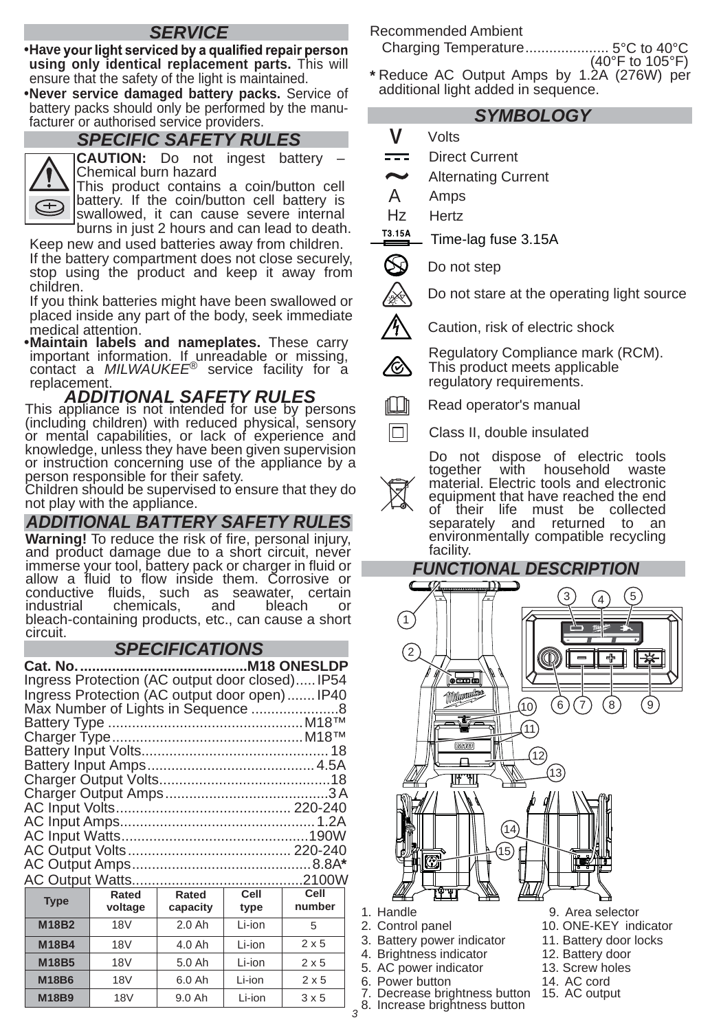## SERVICE

- **Have your light serviced by a qualified repair person using only identical replacement parts.** This will ensure that the safety of the light is maintained.
- **Never service damaged battery packs.** Service of battery packs should only be performed by the manufacturer or authorised service providers.

## SPECIFIC SAFETY RULES

**CAUTION:** Do not ingest battery – Chemical burn hazard
This product contains a coin/button cell battery. If the coin/button cell battery is swallowed, it can cause severe internal burns in just 2 hours and can lead to death.

Keep new and used batteries away from children.
If the battery compartment does not close securely, stop using the product and keep it away from children.
If you think batteries might have been swallowed or placed inside any part of the body, seek immediate medical attention.

- **Maintain labels and nameplates.** These carry important information. If unreadable or missing, contact a *MILWAUKEE*® service facility for a replacement.

## ADDITIONAL SAFETY RULES

This appliance is not intended for use by persons (including children) with reduced physical, sensory or mental capabilities, or lack of experience and knowledge, unless they have been given supervision or instruction concerning use of the appliance by a person responsible for their safety.
Children should be supervised to ensure that they do not play with the appliance.

## ADDITIONAL BATTERY SAFETY RULES

**Warning!** To reduce the risk of fire, personal injury, and product damage due to a short circuit, never immerse your tool, battery pack or charger in fluid or allow a fluid to flow inside them. Corrosive or conductive fluids, such as seawater, certain industrial chemicals, and bleach or bleach-containing products, etc., can cause a short circuit.

## SPECIFICATIONS

**Cat. No. ......................................... M18 ONESLDP**
Ingress Protection (AC output door closed) ..... IP54
Ingress Protection (AC output door open) ....... IP40
Max Number of Lights in Sequence ...................... 8
Battery Type ................................................. M18™
Charger Type ................................................ M18™
Battery Input Volts ............................................. 18
Battery Input Amps ........................................... 4.5A
Charger Output Volts ........................................... 18
Charger Output Amps .......................................... 3 A
AC Input Volts ............................................ 220-240
AC Input Amps ................................................. 1.2A
AC Input Watts ................................................ 190W
AC Output Volts ......................................... 220-240
AC Output Amps ............................................ 8.8A*
AC Output Watts ........................................... 2100W

| Type | Rated voltage | Rated capacity | Cell type | Cell number |
|---|---|---|---|---|
| M18B2 | 18V | 2.0 Ah | Li-ion | 5 |
| M18B4 | 18V | 4.0 Ah | Li-ion | 2 x 5 |
| M18B5 | 18V | 5.0 Ah | Li-ion | 2 x 5 |
| M18B6 | 18V | 6.0 Ah | Li-ion | 2 x 5 |
| M18B9 | 18V | 9.0 Ah | Li-ion | 3 x 5 |

Recommended Ambient
Charging Temperature ..................... 5°C to 40°C (40°F to 105°F)

\* Reduce AC Output Amps by 1.2A (276W) per additional light added in sequence.

## SYMBOLOGY

- V — Volts
- Direct Current
- Alternating Current
- A — Amps
- Hz — Hertz
- T3.15A — Time-lag fuse 3.15A
- Do not step
- Do not stare at the operating light source
- Caution, risk of electric shock
- Regulatory Compliance mark (RCM). This product meets applicable regulatory requirements.
- Read operator's manual
- Class II, double insulated
- Do not dispose of electric tools together with household waste material. Electric tools and electronic equipment that have reached the end of their life must be collected separately and returned to an environmentally compatible recycling facility.

## FUNCTIONAL DESCRIPTION

1. Handle
2. Control panel
3. Battery power indicator
4. Brightness indicator
5. AC power indicator
6. Power button
7. Decrease brightness button
8. Increase brightness button
9. Area selector
10. ONE-KEY indicator
11. Battery door locks
12. Battery door
13. Screw holes
14. AC cord
15. AC output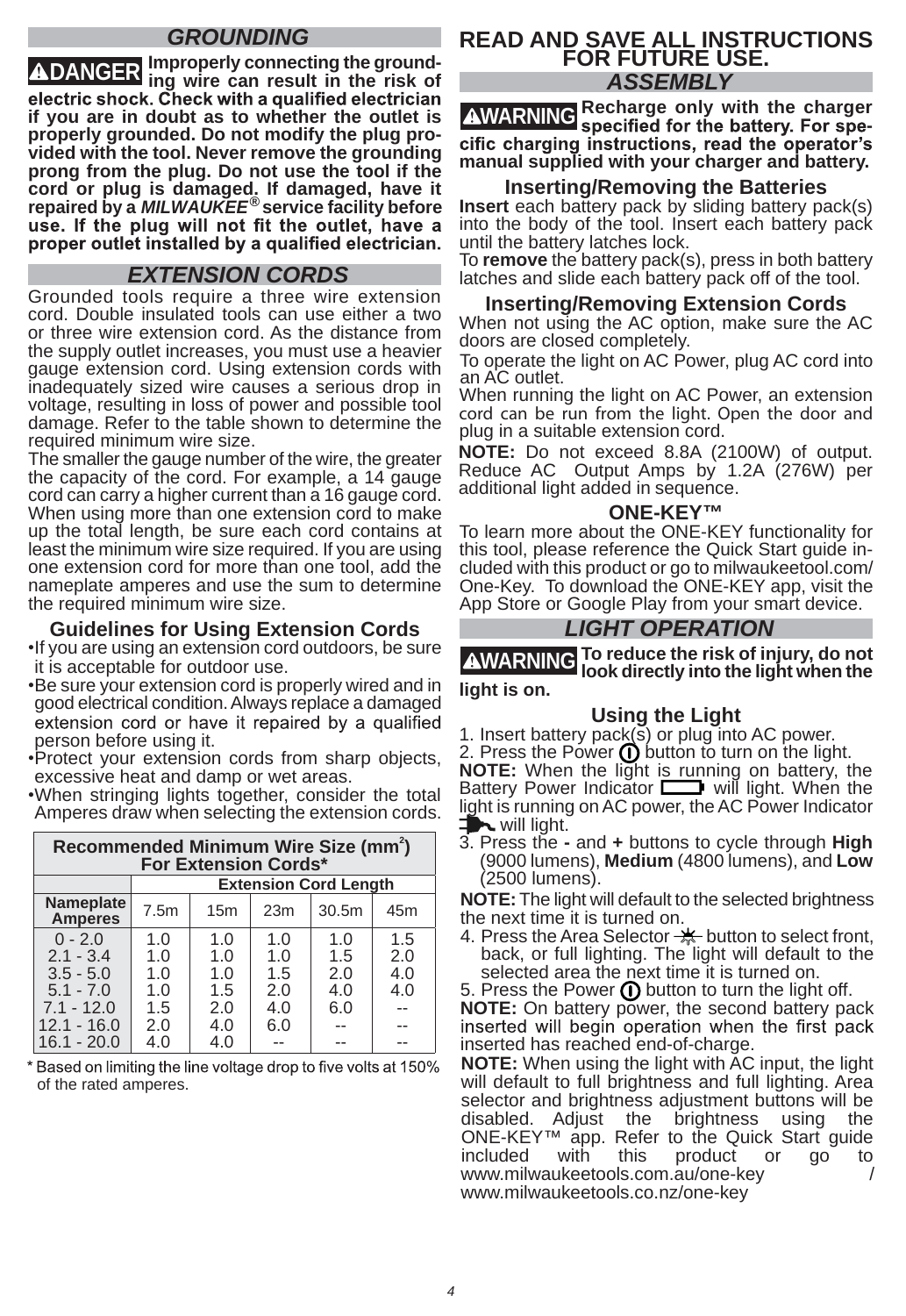## GROUNDING

**⚠DANGER Improperly connecting the grounding wire can result in the risk of electric shock. Check with a qualified electrician if you are in doubt as to whether the outlet is properly grounded. Do not modify the plug provided with the tool. Never remove the grounding prong from the plug. Do not use the tool if the cord or plug is damaged. If damaged, have it repaired by a *MILWAUKEE®* service facility before use. If the plug will not fit the outlet, have a proper outlet installed by a qualified electrician.**

## EXTENSION CORDS

Grounded tools require a three wire extension cord. Double insulated tools can use either a two or three wire extension cord. As the distance from the supply outlet increases, you must use a heavier gauge extension cord. Using extension cords with inadequately sized wire causes a serious drop in voltage, resulting in loss of power and possible tool damage. Refer to the table shown to determine the required minimum wire size.

The smaller the gauge number of the wire, the greater the capacity of the cord. For example, a 14 gauge cord can carry a higher current than a 16 gauge cord. When using more than one extension cord to make up the total length, be sure each cord contains at least the minimum wire size required. If you are using one extension cord for more than one tool, add the nameplate amperes and use the sum to determine the required minimum wire size.

### Guidelines for Using Extension Cords

- If you are using an extension cord outdoors, be sure it is acceptable for outdoor use.
- Be sure your extension cord is properly wired and in good electrical condition. Always replace a damaged extension cord or have it repaired by a qualified person before using it.
- Protect your extension cords from sharp objects, excessive heat and damp or wet areas.
- When stringing lights together, consider the total Amperes draw when selecting the extension cords.

**Recommended Minimum Wire Size ($mm^2$) For Extension Cords***

| | Extension Cord Length | | | | |
|---|---|---|---|---|---|
| **Nameplate Amperes** | 7.5m | 15m | 23m | 30.5m | 45m |
| 0 - 2.0 | 1.0 | 1.0 | 1.0 | 1.0 | 1.5 |
| 2.1 - 3.4 | 1.0 | 1.0 | 1.0 | 1.5 | 2.0 |
| 3.5 - 5.0 | 1.0 | 1.0 | 1.5 | 2.0 | 4.0 |
| 5.1 - 7.0 | 1.0 | 1.5 | 2.0 | 4.0 | 4.0 |
| 7.1 - 12.0 | 1.5 | 2.0 | 4.0 | 6.0 | -- |
| 12.1 - 16.0 | 2.0 | 4.0 | 6.0 | -- | -- |
| 16.1 - 20.0 | 4.0 | 4.0 | -- | -- | -- |

\* Based on limiting the line voltage drop to five volts at 150% of the rated amperes.

## READ AND SAVE ALL INSTRUCTIONS FOR FUTURE USE.

## ASSEMBLY

**⚠WARNING Recharge only with the charger specified for the battery. For specific charging instructions, read the operator's manual supplied with your charger and battery.**

### Inserting/Removing the Batteries

**Insert** each battery pack by sliding battery pack(s) into the body of the tool. Insert each battery pack until the battery latches lock.

To **remove** the battery pack(s), press in both battery latches and slide each battery pack off of the tool.

### Inserting/Removing Extension Cords

When not using the AC option, make sure the AC doors are closed completely.

To operate the light on AC Power, plug AC cord into an AC outlet.

When running the light on AC Power, an extension cord can be run from the light. Open the door and plug in a suitable extension cord.

**NOTE:** Do not exceed 8.8A (2100W) of output. Reduce AC Output Amps by 1.2A (276W) per additional light added in sequence.

### ONE-KEY™

To learn more about the ONE-KEY functionality for this tool, please reference the Quick Start guide included with this product or go to milwaukeetool.com/One-Key. To download the ONE-KEY app, visit the App Store or Google Play from your smart device.

## LIGHT OPERATION

**⚠WARNING To reduce the risk of injury, do not look directly into the light when the light is on.**

### Using the Light

1. Insert battery pack(s) or plug into AC power.
2. Press the Power button to turn on the light.

**NOTE:** When the light is running on battery, the Battery Power Indicator will light. When the light is running on AC power, the AC Power Indicator will light.

3. Press the **-** and **+** buttons to cycle through **High** (9000 lumens), **Medium** (4800 lumens), and **Low** (2500 lumens).

**NOTE:** The light will default to the selected brightness the next time it is turned on.

4. Press the Area Selector button to select front, back, or full lighting. The light will default to the selected area the next time it is turned on.
5. Press the Power button to turn the light off.

**NOTE:** On battery power, the second battery pack inserted will begin operation when the first pack inserted has reached end-of-charge.

**NOTE:** When using the light with AC input, the light will default to full brightness and full lighting. Area selector and brightness adjustment buttons will be disabled. Adjust the brightness using the ONE-KEY™ app. Refer to the Quick Start guide included with this product or go to www.milwaukeetools.com.au/one-key / www.milwaukeetools.co.nz/one-key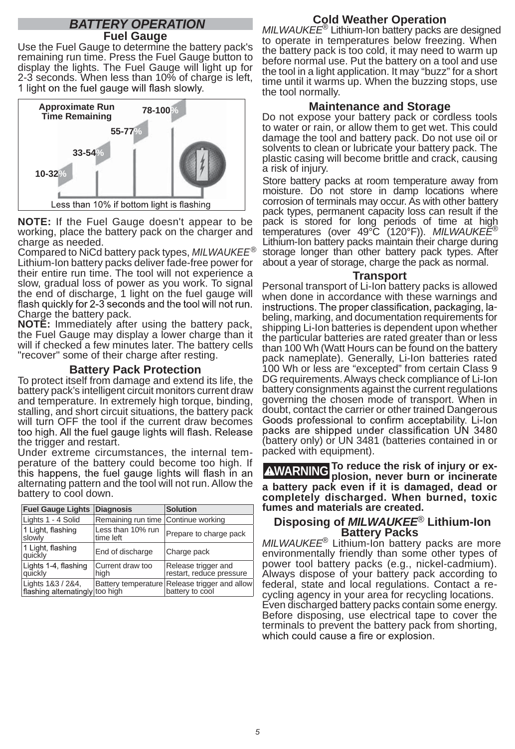## BATTERY OPERATION

### Fuel Gauge

Use the Fuel Gauge to determine the battery pack's remaining run time. Press the Fuel Gauge button to display the lights. The Fuel Gauge will light up for 2-3 seconds. When less than 10% of charge is left, 1 light on the fuel gauge will flash slowly.

Approximate Run Time Remaining

78-100%

55-77%

33-54%

10-32%

Less than 10% if bottom light is flashing

**NOTE:** If the Fuel Gauge doesn't appear to be working, place the battery pack on the charger and charge as needed.

Compared to NiCd battery pack types, *MILWAUKEE*® Lithium-Ion battery packs deliver fade-free power for their entire run time. The tool will not experience a slow, gradual loss of power as you work. To signal the end of discharge, 1 light on the fuel gauge will flash quickly for 2-3 seconds and the tool will not run. Charge the battery pack.

**NOTE:** Immediately after using the battery pack, the Fuel Gauge may display a lower charge than it will if checked a few minutes later. The battery cells "recover" some of their charge after resting.

### Battery Pack Protection

To protect itself from damage and extend its life, the battery pack's intelligent circuit monitors current draw and temperature. In extremely high torque, binding, stalling, and short circuit situations, the battery pack will turn OFF the tool if the current draw becomes too high. All the fuel gauge lights will flash. Release the trigger and restart.

Under extreme circumstances, the internal temperature of the battery could become too high. If this happens, the fuel gauge lights will flash in an alternating pattern and the tool will not run. Allow the battery to cool down.

| Fuel Gauge Lights | Diagnosis | Solution |
|---|---|---|
| Lights 1 - 4 Solid | Remaining run time | Continue working |
| 1 Light, flashing slowly | Less than 10% run time left | Prepare to charge pack |
| 1 Light, flashing quickly | End of discharge | Charge pack |
| Lights 1-4, flashing quickly | Current draw too high | Release trigger and restart, reduce pressure |
| Lights 1&3 / 2&4, flashing alternatingly | Battery temperature too high | Release trigger and allow battery to cool |

### Cold Weather Operation

*MILWAUKEE*® Lithium-Ion battery packs are designed to operate in temperatures below freezing. When the battery pack is too cold, it may need to warm up before normal use. Put the battery on a tool and use the tool in a light application. It may "buzz" for a short time until it warms up. When the buzzing stops, use the tool normally.

### Maintenance and Storage

Do not expose your battery pack or cordless tools to water or rain, or allow them to get wet. This could damage the tool and battery pack. Do not use oil or solvents to clean or lubricate your battery pack. The plastic casing will become brittle and crack, causing a risk of injury.

Store battery packs at room temperature away from moisture. Do not store in damp locations where corrosion of terminals may occur. As with other battery pack types, permanent capacity loss can result if the pack is stored for long periods of time at high temperatures (over 49°C (120°F)). *MILWAUKEE*® Lithium-Ion battery packs maintain their charge during storage longer than other battery pack types. After about a year of storage, charge the pack as normal.

### Transport

Personal transport of Li-Ion battery packs is allowed when done in accordance with these warnings and instructions. The proper classification, packaging, labeling, marking, and documentation requirements for shipping Li-Ion batteries is dependent upon whether the particular batteries are rated greater than or less than 100 Wh (Watt Hours can be found on the battery pack nameplate). Generally, Li-Ion batteries rated 100 Wh or less are "excepted" from certain Class 9 DG requirements. Always check compliance of Li-Ion battery consignments against the current regulations governing the chosen mode of transport. When in doubt, contact the carrier or other trained Dangerous Goods professional to confirm acceptability. Li-Ion packs are shipped under classification UN 3480 (battery only) or UN 3481 (batteries contained in or packed with equipment).

**⚠WARNING To reduce the risk of injury or explosion, never burn or incinerate a battery pack even if it is damaged, dead or completely discharged. When burned, toxic fumes and materials are created.**

### Disposing of *MILWAUKEE*® Lithium-Ion Battery Packs

*MILWAUKEE*® Lithium-Ion battery packs are more environmentally friendly than some other types of power tool battery packs (e.g., nickel-cadmium). Always dispose of your battery pack according to federal, state and local regulations. Contact a recycling agency in your area for recycling locations.

Even discharged battery packs contain some energy. Before disposing, use electrical tape to cover the terminals to prevent the battery pack from shorting, which could cause a fire or explosion.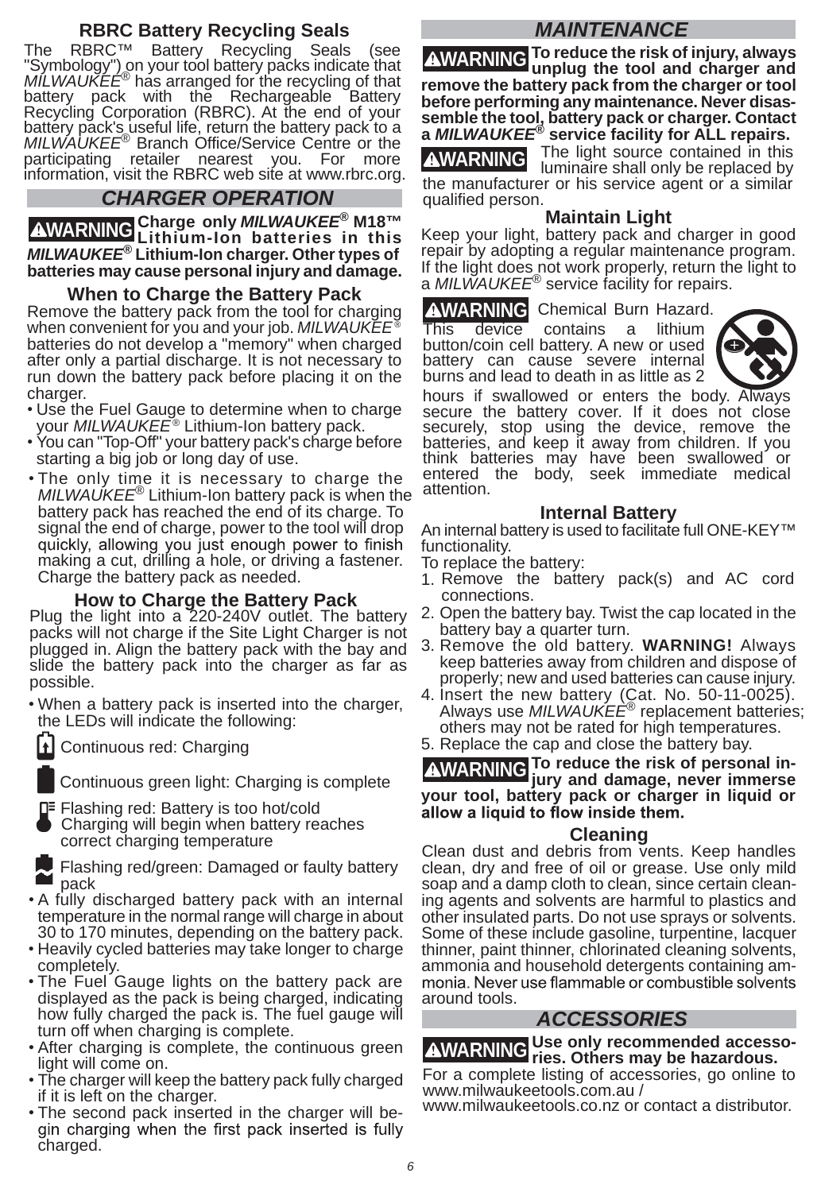## RBRC Battery Recycling Seals

The RBRC™ Battery Recycling Seals (see "Symbology") on your tool battery packs indicate that *MILWAUKEE®* has arranged for the recycling of that battery pack with the Rechargeable Battery Recycling Corporation (RBRC). At the end of your battery pack's useful life, return the battery pack to a *MILWAUKEE®* Branch Office/Service Centre or the participating retailer nearest you. For more information, visit the RBRC web site at www.rbrc.org.

## CHARGER OPERATION

**⚠WARNING Charge only *MILWAUKEE®* M18™ Lithium-Ion batteries in this *MILWAUKEE®* Lithium-Ion charger. Other types of batteries may cause personal injury and damage.**

### When to Charge the Battery Pack

Remove the battery pack from the tool for charging when convenient for you and your job. *MILWAUKEE®* batteries do not develop a "memory" when charged after only a partial discharge. It is not necessary to run down the battery pack before placing it on the charger.

- Use the Fuel Gauge to determine when to charge your *MILWAUKEE®* Lithium-Ion battery pack.
- You can "Top-Off" your battery pack's charge before starting a big job or long day of use.
- The only time it is necessary to charge the *MILWAUKEE®* Lithium-Ion battery pack is when the battery pack has reached the end of its charge. To signal the end of charge, power to the tool will drop quickly, allowing you just enough power to finish making a cut, drilling a hole, or driving a fastener. Charge the battery pack as needed.

### How to Charge the Battery Pack

Plug the light into a 220-240V outlet. The battery packs will not charge if the Site Light Charger is not plugged in. Align the battery pack with the bay and slide the battery pack into the charger as far as possible.

- When a battery pack is inserted into the charger, the LEDs will indicate the following:

  Continuous red: Charging

  Continuous green light: Charging is complete

  Flashing red: Battery is too hot/cold Charging will begin when battery reaches correct charging temperature

  Flashing red/green: Damaged or faulty battery pack

- A fully discharged battery pack with an internal temperature in the normal range will charge in about 30 to 170 minutes, depending on the battery pack.
- Heavily cycled batteries may take longer to charge completely.
- The Fuel Gauge lights on the battery pack are displayed as the pack is being charged, indicating how fully charged the pack is. The fuel gauge will turn off when charging is complete.
- After charging is complete, the continuous green light will come on.
- The charger will keep the battery pack fully charged if it is left on the charger.
- The second pack inserted in the charger will begin charging when the first pack inserted is fully charged.

## MAINTENANCE

**⚠WARNING To reduce the risk of injury, always unplug the tool and charger and remove the battery pack from the charger or tool before performing any maintenance. Never disassemble the tool, battery pack or charger. Contact a *MILWAUKEE®* service facility for ALL repairs.**

**⚠WARNING** The light source contained in this luminaire shall only be replaced by the manufacturer or his service agent or a similar qualified person.

### Maintain Light

Keep your light, battery pack and charger in good repair by adopting a regular maintenance program. If the light does not work properly, return the light to a *MILWAUKEE®* service facility for repairs.

**⚠WARNING** Chemical Burn Hazard. This device contains a lithium button/coin cell battery. A new or used battery can cause severe internal burns and lead to death in as little as 2 hours if swallowed or enters the body. Always secure the battery cover. If it does not close securely, stop using the device, remove the batteries, and keep it away from children. If you think batteries may have been swallowed or entered the body, seek immediate medical attention.

### Internal Battery

An internal battery is used to facilitate full ONE-KEY™ functionality.

To replace the battery:

1. Remove the battery pack(s) and AC cord connections.
2. Open the battery bay. Twist the cap located in the battery bay a quarter turn.
3. Remove the old battery. **WARNING!** Always keep batteries away from children and dispose of properly; new and used batteries can cause injury.
4. Insert the new battery (Cat. No. 50-11-0025). Always use *MILWAUKEE®* replacement batteries; others may not be rated for high temperatures.
5. Replace the cap and close the battery bay.

**⚠WARNING To reduce the risk of personal injury and damage, never immerse your tool, battery pack or charger in liquid or allow a liquid to flow inside them.**

### Cleaning

Clean dust and debris from vents. Keep handles clean, dry and free of oil or grease. Use only mild soap and a damp cloth to clean, since certain cleaning agents and solvents are harmful to plastics and other insulated parts. Do not use sprays or solvents. Some of these include gasoline, turpentine, lacquer thinner, paint thinner, chlorinated cleaning solvents, ammonia and household detergents containing ammonia. Never use flammable or combustible solvents around tools.

## ACCESSORIES

**⚠WARNING Use only recommended accessories. Others may be hazardous.**

For a complete listing of accessories, go online to www.milwaukeetools.com.au / www.milwaukeetools.co.nz or contact a distributor.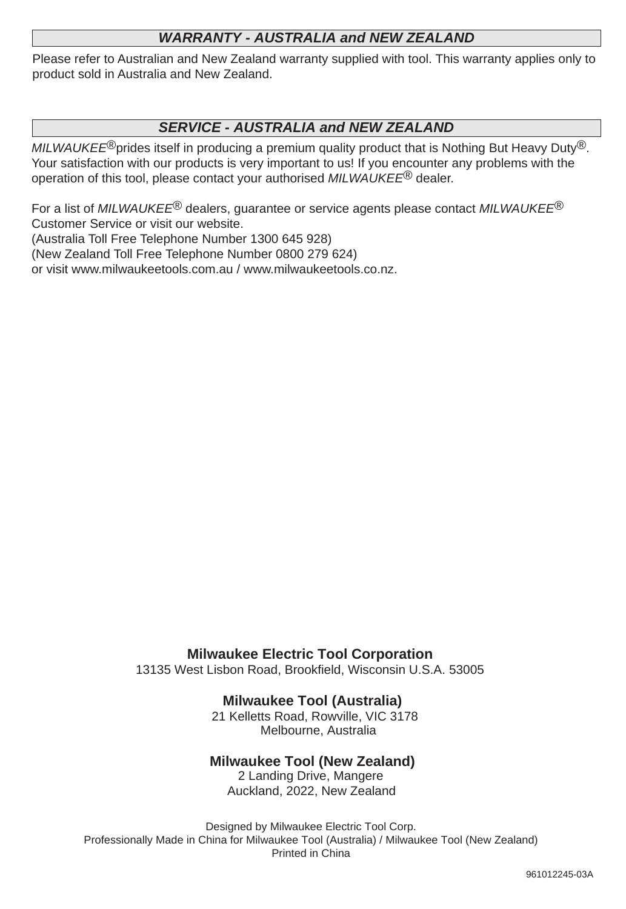## *WARRANTY - AUSTRALIA and NEW ZEALAND*

Please refer to Australian and New Zealand warranty supplied with tool. This warranty applies only to product sold in Australia and New Zealand.

## *SERVICE - AUSTRALIA and NEW ZEALAND*

*MILWAUKEE*® prides itself in producing a premium quality product that is Nothing But Heavy Duty®. Your satisfaction with our products is very important to us! If you encounter any problems with the operation of this tool, please contact your authorised *MILWAUKEE*® dealer.

For a list of *MILWAUKEE*® dealers, guarantee or service agents please contact *MILWAUKEE*® Customer Service or visit our website.
(Australia Toll Free Telephone Number 1300 645 928)
(New Zealand Toll Free Telephone Number 0800 279 624)
or visit www.milwaukeetools.com.au / www.milwaukeetools.co.nz.

**Milwaukee Electric Tool Corporation**
13135 West Lisbon Road, Brookfield, Wisconsin U.S.A. 53005

**Milwaukee Tool (Australia)**
21 Kelletts Road, Rowville, VIC 3178
Melbourne, Australia

**Milwaukee Tool (New Zealand)**
2 Landing Drive, Mangere
Auckland, 2022, New Zealand

Designed by Milwaukee Electric Tool Corp.
Professionally Made in China for Milwaukee Tool (Australia) / Milwaukee Tool (New Zealand)
Printed in China

961012245-03A